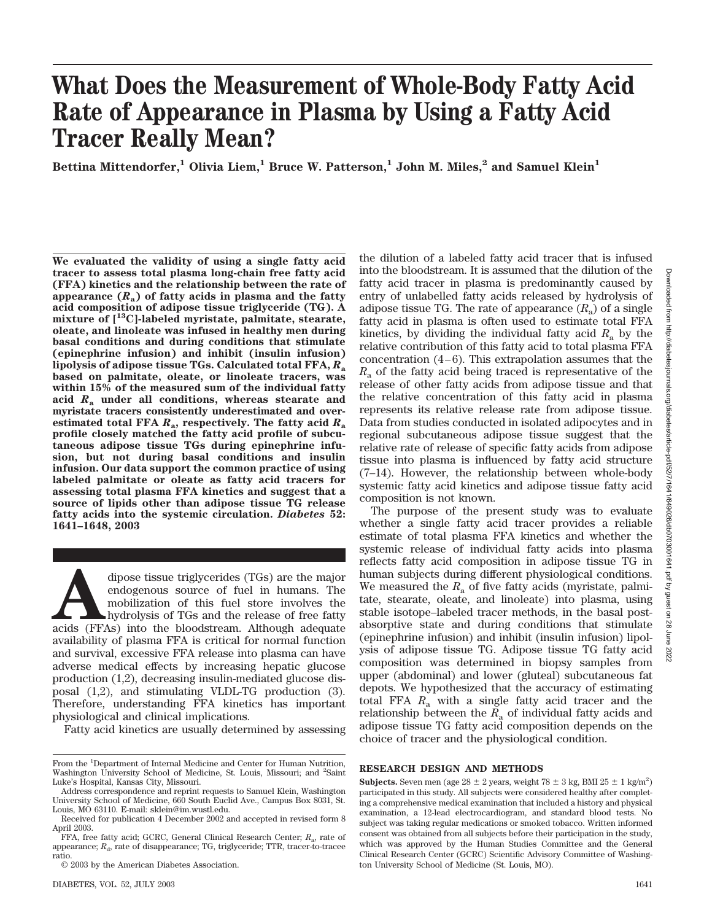# What Does the Measurement of Whole-Body Fatty Acid Rate of Appearance in Plasma by Using a Fatty Acid Tracer Really Mean?

**Bettina Mittendorfer,[1] Olivia Liem,[1] Bruce W. Patterson,[1] John M. Miles,[2] and Samuel Klein[1]**

**We evaluated the validity of using a single fatty acid tracer to assess total plasma long-chain free fatty acid (FFA) kinetics and the relationship between the rate of appearance ($R_a$) of fatty acids in plasma and the fatty acid composition of adipose tissue triglyceride (TG). A mixture of [$^{13}$C]-labeled myristate, palmitate, stearate, oleate, and linoleate was infused in healthy men during basal conditions and during conditions that stimulate (epinephrine infusion) and inhibit (insulin infusion) lipolysis of adipose tissue TGs. Calculated total FFA, $R_a$ based on palmitate, oleate, or linoleate tracers, was within 15% of the measured sum of the individual fatty acid $R_a$ under all conditions, whereas stearate and myristate tracers consistently underestimated and overestimated total FFA $R_a$, respectively. The fatty acid $R_a$ profile closely matched the fatty acid profile of subcutaneous adipose tissue TGs during epinephrine infusion, but not during basal conditions and insulin infusion. Our data support the common practice of using labeled palmitate or oleate as fatty acid tracers for assessing total plasma FFA kinetics and suggest that a source of lipids other than adipose tissue TG release fatty acids into the systemic circulation. *Diabetes* 52: 1641–1648, 2003**

Adipose tissue triglycerides (TGs) are the major endogenous source of fuel in humans. The mobilization of this fuel store involves the hydrolysis of TGs and the release of free fatty acids (FFAs) into the bloodstream. Although adequate availability of plasma FFA is critical for normal function and survival, excessive FFA release into plasma can have adverse medical effects by increasing hepatic glucose production (1,2), decreasing insulin-mediated glucose disposal (1,2), and stimulating VLDL-TG production (3). Therefore, understanding FFA kinetics has important physiological and clinical implications.

Fatty acid kinetics are usually determined by assessing the dilution of a labeled fatty acid tracer that is infused into the bloodstream. It is assumed that the dilution of the fatty acid tracer in plasma is predominantly caused by entry of unlabelled fatty acids released by hydrolysis of adipose tissue TG. The rate of appearance ($R_a$) of a single fatty acid in plasma is often used to estimate total FFA kinetics, by dividing the individual fatty acid $R_a$ by the relative contribution of this fatty acid to total plasma FFA concentration (4–6). This extrapolation assumes that the $R_a$ of the fatty acid being traced is representative of the release of other fatty acids from adipose tissue and that the relative concentration of this fatty acid in plasma represents its relative release rate from adipose tissue. Data from studies conducted in isolated adipocytes and in regional subcutaneous adipose tissue suggest that the relative rate of release of specific fatty acids from adipose tissue into plasma is influenced by fatty acid structure (7–14). However, the relationship between whole-body systemic fatty acid kinetics and adipose tissue fatty acid composition is not known.

The purpose of the present study was to evaluate whether a single fatty acid tracer provides a reliable estimate of total plasma FFA kinetics and whether the systemic release of individual fatty acids into plasma reflects fatty acid composition in adipose tissue TG in human subjects during different physiological conditions. We measured the $R_a$ of five fatty acids (myristate, palmitate, stearate, oleate, and linoleate) into plasma, using stable isotope–labeled tracer methods, in the basal postabsorptive state and during conditions that stimulate (epinephrine infusion) and inhibit (insulin infusion) lipolysis of adipose tissue TG. Adipose tissue TG fatty acid composition was determined in biopsy samples from upper (abdominal) and lower (gluteal) subcutaneous fat depots. We hypothesized that the accuracy of estimating total FFA $R_a$ with a single fatty acid tracer and the relationship between the $R_a$ of individual fatty acids and adipose tissue TG fatty acid composition depends on the choice of tracer and the physiological condition.

## RESEARCH DESIGN AND METHODS

**Subjects.** Seven men (age 28 ± 2 years, weight 78 ± 3 kg, BMI 25 ± 1 kg/m$^2$) participated in this study. All subjects were considered healthy after completing a comprehensive medical examination that included a history and physical examination, a 12-lead electrocardiogram, and standard blood tests. No subject was taking regular medications or smoked tobacco. Written informed consent was obtained from all subjects before their participation in the study, which was approved by the Human Studies Committee and the General Clinical Research Center (GCRC) Scientific Advisory Committee of Washington University School of Medicine (St. Louis, MO).

From the [1]Department of Internal Medicine and Center for Human Nutrition, Washington University School of Medicine, St. Louis, Missouri; and [2]Saint Luke's Hospital, Kansas City, Missouri.

Address correspondence and reprint requests to Samuel Klein, Washington University School of Medicine, 660 South Euclid Ave., Campus Box 8031, St. Louis, MO 63110. E-mail: sklein@im.wustl.edu.

Received for publication 4 December 2002 and accepted in revised form 8 April 2003.

FFA, free fatty acid; GCRC, General Clinical Research Center; $R_a$, rate of appearance; $R_d$, rate of disappearance; TG, triglyceride; TTR, tracer-to-tracee ratio.

© 2003 by the American Diabetes Association.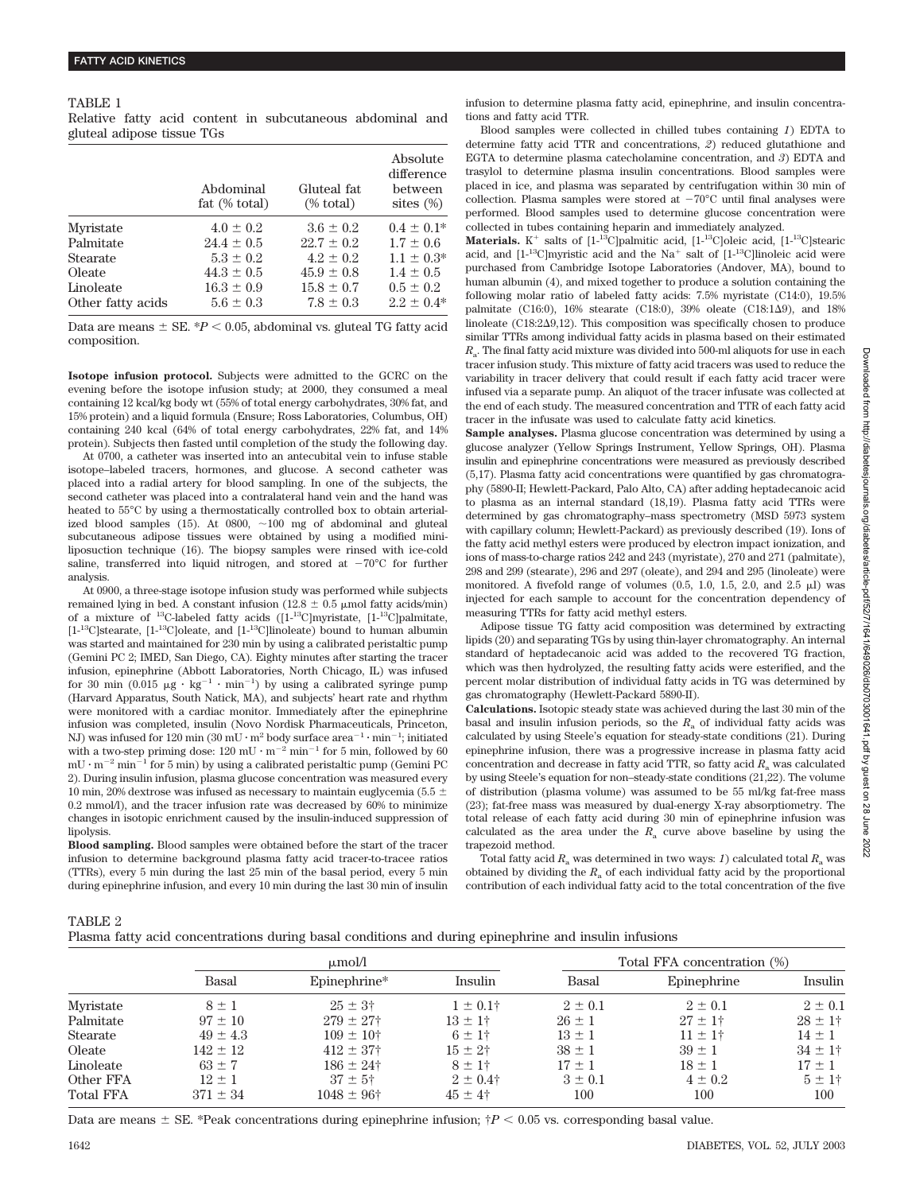TABLE 1
Relative fatty acid content in subcutaneous abdominal and gluteal adipose tissue TGs

| | Abdominal fat (% total) | Gluteal fat (% total) | Absolute difference between sites (%) |
|---|---|---|---|
| Myristate | 4.0 ± 0.2 | 3.6 ± 0.2 | 0.4 ± 0.1* |
| Palmitate | 24.4 ± 0.5 | 22.7 ± 0.2 | 1.7 ± 0.6 |
| Stearate | 5.3 ± 0.2 | 4.2 ± 0.2 | 1.1 ± 0.3* |
| Oleate | 44.3 ± 0.5 | 45.9 ± 0.8 | 1.4 ± 0.5 |
| Linoleate | 16.3 ± 0.9 | 15.8 ± 0.7 | 0.5 ± 0.2 |
| Other fatty acids | 5.6 ± 0.3 | 7.8 ± 0.3 | 2.2 ± 0.4* |

Data are means ± SE. *$P < 0.05$, abdominal vs. gluteal TG fatty acid composition.

**Isotope infusion protocol.** Subjects were admitted to the GCRC on the evening before the isotope infusion study; at 2000, they consumed a meal containing 12 kcal/kg body wt (55% of total energy carbohydrates, 30% fat, and 15% protein) and a liquid formula (Ensure; Ross Laboratories, Columbus, OH) containing 240 kcal (64% of total energy carbohydrates, 22% fat, and 14% protein). Subjects then fasted until completion of the study the following day.

At 0700, a catheter was inserted into an antecubital vein to infuse stable isotope–labeled tracers, hormones, and glucose. A second catheter was placed into a radial artery for blood sampling. In one of the subjects, the second catheter was placed into a contralateral hand vein and the hand was heated to 55°C by using a thermostatically controlled box to obtain arterialized blood samples (15). At 0800, ~100 mg of abdominal and gluteal subcutaneous adipose tissues were obtained by using a modified miniliposuction technique (16). The biopsy samples were rinsed with ice-cold saline, transferred into liquid nitrogen, and stored at −70°C for further analysis.

At 0900, a three-stage isotope infusion study was performed while subjects remained lying in bed. A constant infusion (12.8 ± 0.5 μmol fatty acids/min) of a mixture of $^{13}$C-labeled fatty acids ([1-$^{13}$C]myristate, [1-$^{13}$C]palmitate, [1-$^{13}$C]stearate, [1-$^{13}$C]oleate, and [1-$^{13}$C]linoleate) bound to human albumin was started and maintained for 230 min by using a calibrated peristaltic pump (Gemini PC 2; IMED, San Diego, CA). Eighty minutes after starting the tracer infusion, epinephrine (Abbott Laboratories, North Chicago, IL) was infused for 30 min (0.015 μg · kg$^{-1}$ · min$^{-1}$) by using a calibrated syringe pump (Harvard Apparatus, South Natick, MA), and subjects' heart rate and rhythm were monitored with a cardiac monitor. Immediately after the epinephrine infusion was completed, insulin (Novo Nordisk Pharmaceuticals, Princeton, NJ) was infused for 120 min (30 mU · m$^2$ body surface area$^{-1}$ · min$^{-1}$; initiated with a two-step priming dose: 120 mU · m$^{-2}$ min$^{-1}$ for 5 min, followed by 60 mU · m$^{-2}$ min$^{-1}$ for 5 min) by using a calibrated peristaltic pump (Gemini PC 2). During insulin infusion, plasma glucose concentration was measured every 10 min, 20% dextrose was infused as necessary to maintain euglycemia (5.5 ± 0.2 mmol/l), and the tracer infusion rate was decreased by 60% to minimize changes in isotopic enrichment caused by the insulin-induced suppression of lipolysis.

**Blood sampling.** Blood samples were obtained before the start of the tracer infusion to determine background plasma fatty acid tracer-to-tracee ratios (TTRs), every 5 min during the last 25 min of the basal period, every 5 min during epinephrine infusion, and every 10 min during the last 30 min of insulin infusion to determine plasma fatty acid, epinephrine, and insulin concentrations and fatty acid TTR.

Blood samples were collected in chilled tubes containing *1*) EDTA to determine fatty acid TTR and concentrations, *2*) reduced glutathione and EGTA to determine plasma catecholamine concentration, and *3*) EDTA and trasylol to determine plasma insulin concentrations. Blood samples were placed in ice, and plasma was separated by centrifugation within 30 min of collection. Plasma samples were stored at −70°C until final analyses were performed. Blood samples used to determine glucose concentration were collected in tubes containing heparin and immediately analyzed.

**Materials.** K$^+$ salts of [1-$^{13}$C]palmitic acid, [1-$^{13}$C]oleic acid, [1-$^{13}$C]stearic acid, and [1-$^{13}$C]myristic acid and the Na$^+$ salt of [1-$^{13}$C]linoleic acid were purchased from Cambridge Isotope Laboratories (Andover, MA), bound to human albumin (4), and mixed together to produce a solution containing the following molar ratio of labeled fatty acids: 7.5% myristate (C14:0), 19.5% palmitate (C16:0), 16% stearate (C18:0), 39% oleate (C18:1Δ9), and 18% linoleate (C18:2Δ9,12). This composition was specifically chosen to produce similar TTRs among individual fatty acids in plasma based on their estimated $R_a$. The final fatty acid mixture was divided into 500-ml aliquots for use in each tracer infusion study. This mixture of fatty acid tracers was used to reduce the variability in tracer delivery that could result if each fatty acid tracer were infused via a separate pump. An aliquot of the tracer infusate was collected at the end of each study. The measured concentration and TTR of each fatty acid tracer in the infusate was used to calculate fatty acid kinetics.

**Sample analyses.** Plasma glucose concentration was determined by using a glucose analyzer (Yellow Springs Instrument, Yellow Springs, OH). Plasma insulin and epinephrine concentrations were measured as previously described (5,17). Plasma fatty acid concentrations were quantified by gas chromatography (5890-II; Hewlett-Packard, Palo Alto, CA) after adding heptadecanoic acid to plasma as an internal standard (18,19). Plasma fatty acid TTRs were determined by gas chromatography–mass spectrometry (MSD 5973 system with capillary column; Hewlett-Packard) as previously described (19). Ions of the fatty acid methyl esters were produced by electron impact ionization, and ions of mass-to-charge ratios 242 and 243 (myristate), 270 and 271 (palmitate), 298 and 299 (stearate), 296 and 297 (oleate), and 294 and 295 (linoleate) were monitored. A fivefold range of volumes (0.5, 1.0, 1.5, 2.0, and 2.5 μl) was injected for each sample to account for the concentration dependency of measuring TTRs for fatty acid methyl esters.

Adipose tissue TG fatty acid composition was determined by extracting lipids (20) and separating TGs by using thin-layer chromatography. An internal standard of heptadecanoic acid was added to the recovered TG fraction, which was then hydrolyzed, the resulting fatty acids were esterified, and the percent molar distribution of individual fatty acids in TG was determined by gas chromatography (Hewlett-Packard 5890-II).

**Calculations.** Isotopic steady state was achieved during the last 30 min of the basal and insulin infusion periods, so the $R_a$ of individual fatty acids was calculated by using Steele's equation for steady-state conditions (21). During epinephrine infusion, there was a progressive increase in plasma fatty acid concentration and decrease in fatty acid TTR, so fatty acid $R_a$ was calculated by using Steele's equation for non–steady-state conditions (21,22). The volume of distribution (plasma volume) was assumed to be 55 ml/kg fat-free mass (23); fat-free mass was measured by dual-energy X-ray absorptiometry. The total release of each fatty acid during 30 min of epinephrine infusion was calculated as the area under the $R_a$ curve above baseline by using the trapezoid method.

Total fatty acid $R_a$ was determined in two ways: *1*) calculated total $R_a$ was obtained by dividing the $R_a$ of each individual fatty acid by the proportional contribution of each individual fatty acid to the total concentration of the five

TABLE 2
Plasma fatty acid concentrations during basal conditions and during epinephrine and insulin infusions

| | μmol/l | | | Total FFA concentration (%) | | |
|---|---|---|---|---|---|---|
| | Basal | Epinephrine* | Insulin | Basal | Epinephrine | Insulin |
| Myristate | 8 ± 1 | 25 ± 3† | 1 ± 0.1† | 2 ± 0.1 | 2 ± 0.1 | 2 ± 0.1 |
| Palmitate | 97 ± 10 | 279 ± 27† | 13 ± 1† | 26 ± 1 | 27 ± 1† | 28 ± 1† |
| Stearate | 49 ± 4.3 | 109 ± 10† | 6 ± 1† | 13 ± 1 | 11 ± 1† | 14 ± 1 |
| Oleate | 142 ± 12 | 412 ± 37† | 15 ± 2† | 38 ± 1 | 39 ± 1 | 34 ± 1† |
| Linoleate | 63 ± 7 | 186 ± 24† | 8 ± 1† | 17 ± 1 | 18 ± 1 | 17 ± 1 |
| Other FFA | 12 ± 1 | 37 ± 5† | 2 ± 0.4† | 3 ± 0.1 | 4 ± 0.2 | 5 ± 1† |
| Total FFA | 371 ± 34 | 1048 ± 96† | 45 ± 4† | 100 | 100 | 100 |

Data are means ± SE. *Peak concentrations during epinephrine infusion; †$P < 0.05$ vs. corresponding basal value.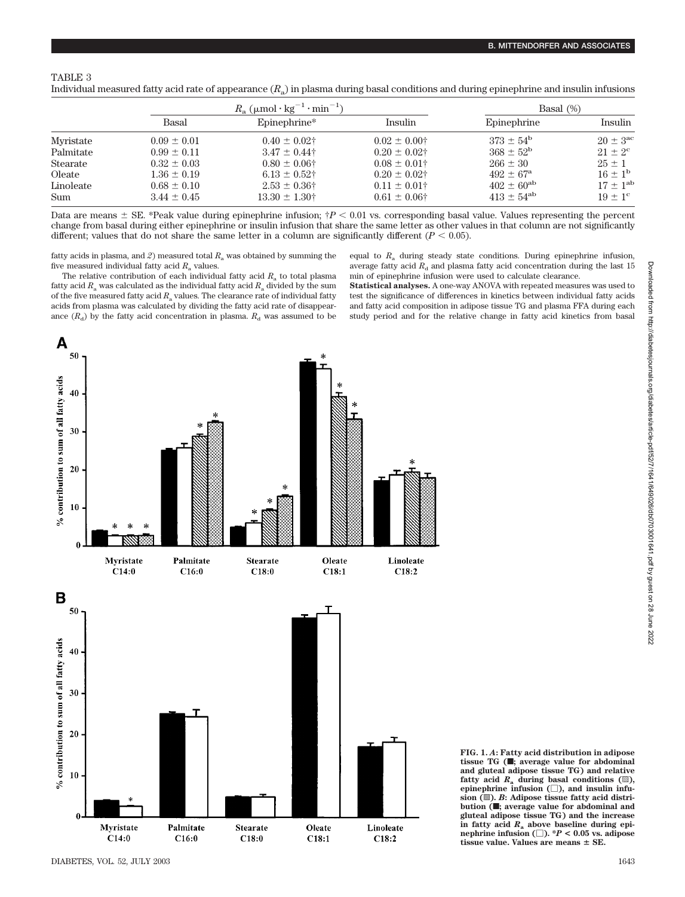TABLE 3

Individual measured fatty acid rate of appearance ($R_a$) in plasma during basal conditions and during epinephrine and insulin infusions

| | $R_a$ ($\mu mol \cdot kg^{-1} \cdot min^{-1}$) | | | Basal (%) | |
|---|---|---|---|---|---|
| | Basal | Epinephrine* | Insulin | Epinephrine | Insulin |
| Myristate | 0.09 ± 0.01 | 0.40 ± 0.02† | 0.02 ± 0.00† | 373 ± 54[b] | 20 ± 3[ac] |
| Palmitate | 0.99 ± 0.11 | 3.47 ± 0.44† | 0.20 ± 0.02† | 368 ± 52[b] | 21 ± 2[c] |
| Stearate | 0.32 ± 0.03 | 0.80 ± 0.06† | 0.08 ± 0.01† | 266 ± 30 | 25 ± 1 |
| Oleate | 1.36 ± 0.19 | 6.13 ± 0.52† | 0.20 ± 0.02† | 492 ± 67[a] | 16 ± 1[b] |
| Linoleate | 0.68 ± 0.10 | 2.53 ± 0.36† | 0.11 ± 0.01† | 402 ± 60[ab] | 17 ± 1[ab] |
| Sum | 3.44 ± 0.45 | 13.30 ± 1.30† | 0.61 ± 0.06† | 413 ± 54[ab] | 19 ± 1[c] |

Data are means ± SE. *Peak value during epinephrine infusion; †$P < 0.01$ vs. corresponding basal value. Values representing the percent change from basal during either epinephrine or insulin infusion that share the same letter as other values in that column are not significantly different; values that do not share the same letter in a column are significantly different ($P < 0.05$).

fatty acids in plasma, and *2*) measured total $R_a$ was obtained by summing the five measured individual fatty acid $R_a$ values.

The relative contribution of each individual fatty acid $R_a$ to total plasma fatty acid $R_a$ was calculated as the individual fatty acid $R_a$ divided by the sum of the five measured fatty acid $R_a$ values. The clearance rate of individual fatty acids from plasma was calculated by dividing the fatty acid rate of disappearance ($R_d$) by the fatty acid concentration in plasma. $R_d$ was assumed to be equal to $R_a$ during steady state conditions. During epinephrine infusion, average fatty acid $R_d$ and plasma fatty acid concentration during the last 15 min of epinephrine infusion were used to calculate clearance.

**Statistical analyses.** A one-way ANOVA with repeated measures was used to test the significance of differences in kinetics between individual fatty acids and fatty acid composition in adipose tissue TG and plasma FFA during each study period and for the relative change in fatty acid kinetics from basal

**FIG. 1.** ***A*: Fatty acid distribution in adipose tissue TG (■; average value for abdominal and gluteal adipose tissue TG) and relative fatty acid $R_a$ during basal conditions (▨), epinephrine infusion (□), and insulin infusion (▩). *B*: Adipose tissue fatty acid distribution (■; average value for abdominal and gluteal adipose tissue TG) and the increase in fatty acid $R_a$ above baseline during epinephrine infusion (□). \*$P < 0.05$ vs. adipose tissue value. Values are means ± SE.**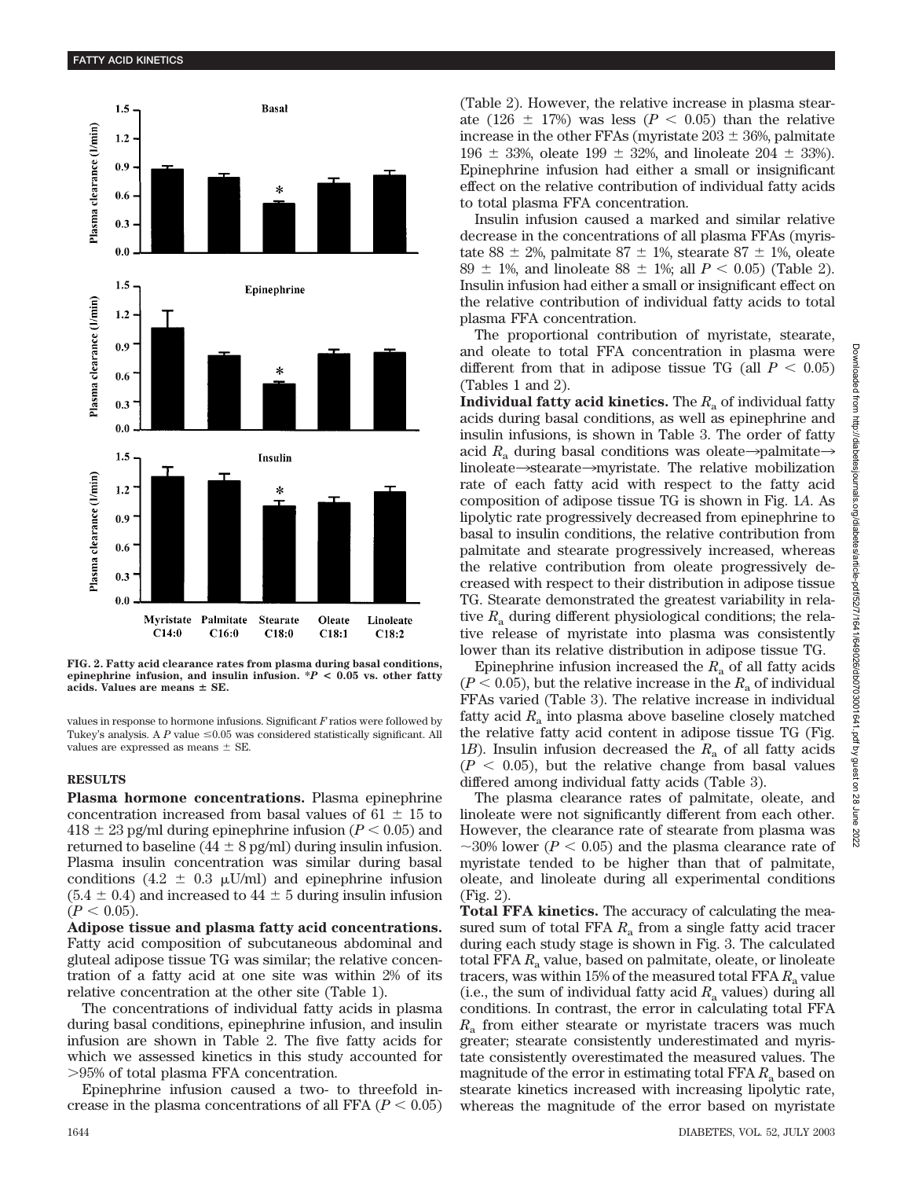FIG. 2. Fatty acid clearance rates from plasma during basal conditions, epinephrine infusion, and insulin infusion. *$P < 0.05$ vs. other fatty acids. Values are means ± SE.

values in response to hormone infusions. Significant $F$ ratios were followed by Tukey's analysis. A $P$ value ≤0.05 was considered statistically significant. All values are expressed as means ± SE.

## RESULTS

**Plasma hormone concentrations.** Plasma epinephrine concentration increased from basal values of 61 ± 15 to 418 ± 23 pg/ml during epinephrine infusion ($P < 0.05$) and returned to baseline (44 ± 8 pg/ml) during insulin infusion. Plasma insulin concentration was similar during basal conditions (4.2 ± 0.3 μU/ml) and epinephrine infusion (5.4 ± 0.4) and increased to 44 ± 5 during insulin infusion ($P < 0.05$).

**Adipose tissue and plasma fatty acid concentrations.** Fatty acid composition of subcutaneous abdominal and gluteal adipose tissue TG was similar; the relative concentration of a fatty acid at one site was within 2% of its relative concentration at the other site (Table 1).

The concentrations of individual fatty acids in plasma during basal conditions, epinephrine infusion, and insulin infusion are shown in Table 2. The five fatty acids for which we assessed kinetics in this study accounted for >95% of total plasma FFA concentration.

Epinephrine infusion caused a two- to threefold increase in the plasma concentrations of all FFA ($P < 0.05$) (Table 2). However, the relative increase in plasma stearate (126 ± 17%) was less ($P < 0.05$) than the relative increase in the other FFAs (myristate 203 ± 36%, palmitate 196 ± 33%, oleate 199 ± 32%, and linoleate 204 ± 33%). Epinephrine infusion had either a small or insignificant effect on the relative contribution of individual fatty acids to total plasma FFA concentration.

Insulin infusion caused a marked and similar relative decrease in the concentrations of all plasma FFAs (myristate 88 ± 2%, palmitate 87 ± 1%, stearate 87 ± 1%, oleate 89 ± 1%, and linoleate 88 ± 1%; all $P < 0.05$) (Table 2). Insulin infusion had either a small or insignificant effect on the relative contribution of individual fatty acids to total plasma FFA concentration.

The proportional contribution of myristate, stearate, and oleate to total FFA concentration in plasma were different from that in adipose tissue TG (all $P < 0.05$) (Tables 1 and 2).

**Individual fatty acid kinetics.** The $R_a$ of individual fatty acids during basal conditions, as well as epinephrine and insulin infusions, is shown in Table 3. The order of fatty acid $R_a$ during basal conditions was oleate→palmitate→linoleate→stearate→myristate. The relative mobilization rate of each fatty acid with respect to the fatty acid composition of adipose tissue TG is shown in Fig. 1*A*. As lipolytic rate progressively decreased from epinephrine to basal to insulin conditions, the relative contribution from palmitate and stearate progressively increased, whereas the relative contribution from oleate progressively decreased with respect to their distribution in adipose tissue TG. Stearate demonstrated the greatest variability in relative $R_a$ during different physiological conditions; the relative release of myristate into plasma was consistently lower than its relative distribution in adipose tissue TG.

Epinephrine infusion increased the $R_a$ of all fatty acids ($P < 0.05$), but the relative increase in the $R_a$ of individual FFAs varied (Table 3). The relative increase in individual fatty acid $R_a$ into plasma above baseline closely matched the relative fatty acid content in adipose tissue TG (Fig. 1*B*). Insulin infusion decreased the $R_a$ of all fatty acids ($P < 0.05$), but the relative change from basal values differed among individual fatty acids (Table 3).

The plasma clearance rates of palmitate, oleate, and linoleate were not significantly different from each other. However, the clearance rate of stearate from plasma was ~30% lower ($P < 0.05$) and the plasma clearance rate of myristate tended to be higher than that of palmitate, oleate, and linoleate during all experimental conditions (Fig. 2).

**Total FFA kinetics.** The accuracy of calculating the measured sum of total FFA $R_a$ from a single fatty acid tracer during each study stage is shown in Fig. 3. The calculated total FFA $R_a$ value, based on palmitate, oleate, or linoleate tracers, was within 15% of the measured total FFA $R_a$ value (i.e., the sum of individual fatty acid $R_a$ values) during all conditions. In contrast, the error in calculating total FFA $R_a$ from either stearate or myristate tracers was much greater; stearate consistently underestimated and myristate consistently overestimated the measured values. The magnitude of the error in estimating total FFA $R_a$ based on stearate kinetics increased with increasing lipolytic rate, whereas the magnitude of the error based on myristate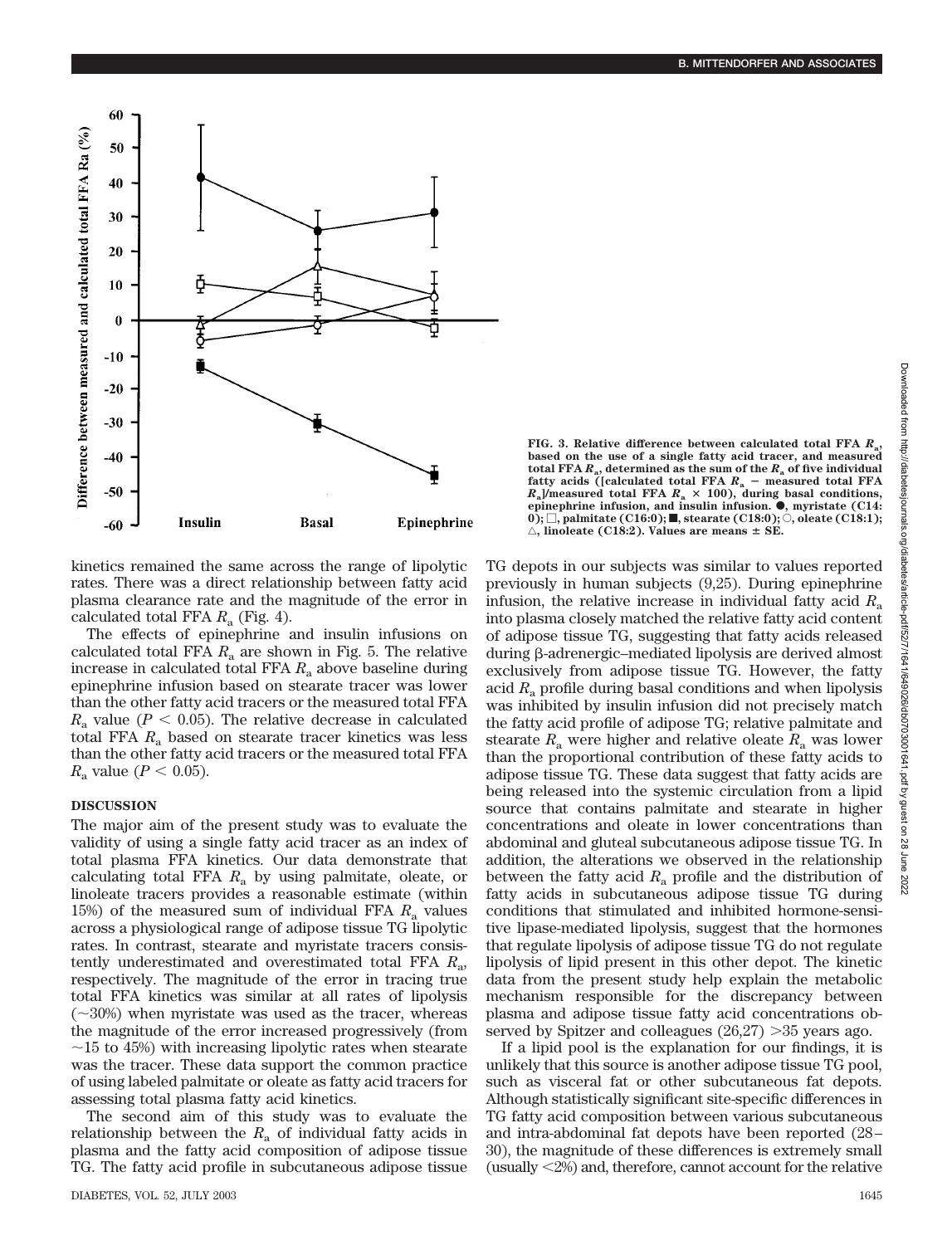FIG. 3. Relative difference between calculated total FFA $R_a$, based on the use of a single fatty acid tracer, and measured total FFA $R_a$, determined as the sum of the $R_a$ of five individual fatty acids ([calculated total FFA $R_a$ − measured total FFA $R_a$]/measured total FFA $R_a$ × 100), during basal conditions, epinephrine infusion, and insulin infusion. ●, myristate (C14:0); □, palmitate (C16:0); ■, stearate (C18:0); ○, oleate (C18:1); △, linoleate (C18:2). Values are means ± SE.

kinetics remained the same across the range of lipolytic rates. There was a direct relationship between fatty acid plasma clearance rate and the magnitude of the error in calculated total FFA $R_a$ (Fig. 4).

The effects of epinephrine and insulin infusions on calculated total FFA $R_a$ are shown in Fig. 5. The relative increase in calculated total FFA $R_a$ above baseline during epinephrine infusion based on stearate tracer was lower than the other fatty acid tracers or the measured total FFA $R_a$ value ($P < 0.05$). The relative decrease in calculated total FFA $R_a$ based on stearate tracer kinetics was less than the other fatty acid tracers or the measured total FFA $R_a$ value ($P < 0.05$).

## DISCUSSION

The major aim of the present study was to evaluate the validity of using a single fatty acid tracer as an index of total plasma FFA kinetics. Our data demonstrate that calculating total FFA $R_a$ by using palmitate, oleate, or linoleate tracers provides a reasonable estimate (within 15%) of the measured sum of individual FFA $R_a$ values across a physiological range of adipose tissue TG lipolytic rates. In contrast, stearate and myristate tracers consistently underestimated and overestimated total FFA $R_a$, respectively. The magnitude of the error in tracing true total FFA kinetics was similar at all rates of lipolysis (~30%) when myristate was used as the tracer, whereas the magnitude of the error increased progressively (from ~15 to 45%) with increasing lipolytic rates when stearate was the tracer. These data support the common practice of using labeled palmitate or oleate as fatty acid tracers for assessing total plasma fatty acid kinetics.

The second aim of this study was to evaluate the relationship between the $R_a$ of individual fatty acids in plasma and the fatty acid composition of adipose tissue TG. The fatty acid profile in subcutaneous adipose tissue TG depots in our subjects was similar to values reported previously in human subjects (9,25). During epinephrine infusion, the relative increase in individual fatty acid $R_a$ into plasma closely matched the relative fatty acid content of adipose tissue TG, suggesting that fatty acids released during β-adrenergic–mediated lipolysis are derived almost exclusively from adipose tissue TG. However, the fatty acid $R_a$ profile during basal conditions and when lipolysis was inhibited by insulin infusion did not precisely match the fatty acid profile of adipose TG; relative palmitate and stearate $R_a$ were higher and relative oleate $R_a$ was lower than the proportional contribution of these fatty acids to adipose tissue TG. These data suggest that fatty acids are being released into the systemic circulation from a lipid source that contains palmitate and stearate in higher concentrations and oleate in lower concentrations than abdominal and gluteal subcutaneous adipose tissue TG. In addition, the alterations we observed in the relationship between the fatty acid $R_a$ profile and the distribution of fatty acids in subcutaneous adipose tissue TG during conditions that stimulated and inhibited hormone-sensitive lipase-mediated lipolysis, suggest that the hormones that regulate lipolysis of adipose tissue TG do not regulate lipolysis of lipid present in this other depot. The kinetic data from the present study help explain the metabolic mechanism responsible for the discrepancy between plasma and adipose tissue fatty acid concentrations observed by Spitzer and colleagues (26,27) >35 years ago.

If a lipid pool is the explanation for our findings, it is unlikely that this source is another adipose tissue TG pool, such as visceral fat or other subcutaneous fat depots. Although statistically significant site-specific differences in TG fatty acid composition between various subcutaneous and intra-abdominal fat depots have been reported (28–30), the magnitude of these differences is extremely small (usually <2%) and, therefore, cannot account for the relative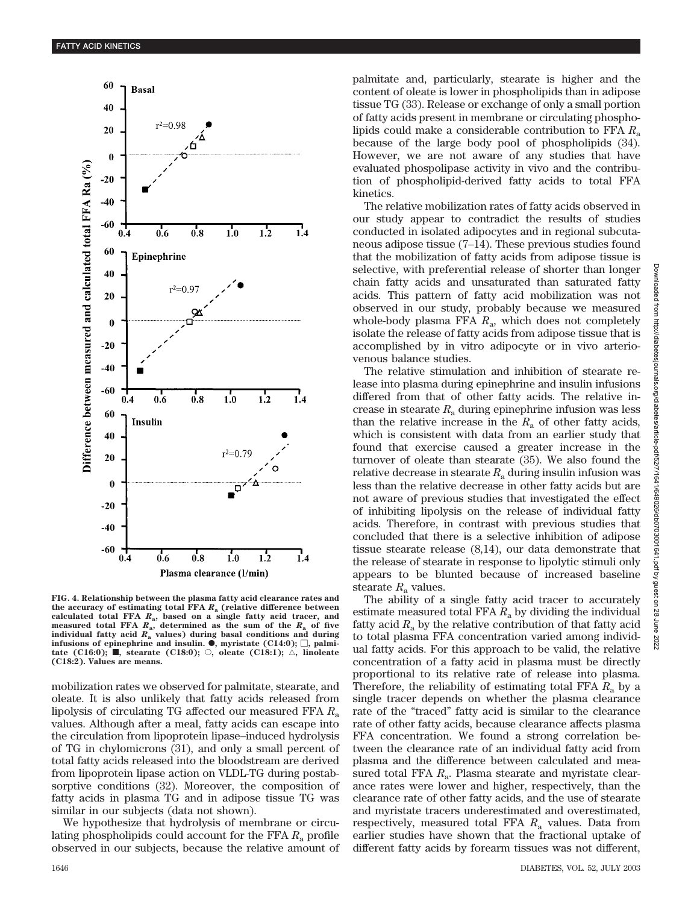FIG. 4. Relationship between the plasma fatty acid clearance rates and the accuracy of estimating total FFA $R_a$ (relative difference between calculated total FFA $R_a$, based on a single fatty acid tracer, and measured total FFA $R_a$, determined as the sum of the $R_a$ of five individual fatty acid $R_a$ values) during basal conditions and during infusions of epinephrine and insulin. ●, myristate (C14:0); □, palmitate (C16:0); ■, stearate (C18:0); ○, oleate (C18:1); △, linoleate (C18:2). Values are means.

mobilization rates we observed for palmitate, stearate, and oleate. It is also unlikely that fatty acids released from lipolysis of circulating TG affected our measured FFA $R_a$ values. Although after a meal, fatty acids can escape into the circulation from lipoprotein lipase–induced hydrolysis of TG in chylomicrons (31), and only a small percent of total fatty acids released into the bloodstream are derived from lipoprotein lipase action on VLDL-TG during postabsorptive conditions (32). Moreover, the composition of fatty acids in plasma TG and in adipose tissue TG was similar in our subjects (data not shown).

We hypothesize that hydrolysis of membrane or circulating phospholipids could account for the FFA $R_a$ profile observed in our subjects, because the relative amount of palmitate and, particularly, stearate is higher and the content of oleate is lower in phospholipids than in adipose tissue TG (33). Release or exchange of only a small portion of fatty acids present in membrane or circulating phospholipids could make a considerable contribution to FFA $R_a$ because of the large body pool of phospholipids (34). However, we are not aware of any studies that have evaluated phospolipase activity in vivo and the contribution of phospholipid-derived fatty acids to total FFA kinetics.

The relative mobilization rates of fatty acids observed in our study appear to contradict the results of studies conducted in isolated adipocytes and in regional subcutaneous adipose tissue (7–14). These previous studies found that the mobilization of fatty acids from adipose tissue is selective, with preferential release of shorter than longer chain fatty acids and unsaturated than saturated fatty acids. This pattern of fatty acid mobilization was not observed in our study, probably because we measured whole-body plasma FFA $R_a$, which does not completely isolate the release of fatty acids from adipose tissue that is accomplished by in vitro adipocyte or in vivo arteriovenous balance studies.

The relative stimulation and inhibition of stearate release into plasma during epinephrine and insulin infusions differed from that of other fatty acids. The relative increase in stearate $R_a$ during epinephrine infusion was less than the relative increase in the $R_a$ of other fatty acids, which is consistent with data from an earlier study that found that exercise caused a greater increase in the turnover of oleate than stearate (35). We also found the relative decrease in stearate $R_a$ during insulin infusion was less than the relative decrease in other fatty acids but are not aware of previous studies that investigated the effect of inhibiting lipolysis on the release of individual fatty acids. Therefore, in contrast with previous studies that concluded that there is a selective inhibition of adipose tissue stearate release (8,14), our data demonstrate that the release of stearate in response to lipolytic stimuli only appears to be blunted because of increased baseline stearate $R_a$ values.

The ability of a single fatty acid tracer to accurately estimate measured total FFA $R_a$ by dividing the individual fatty acid $R_a$ by the relative contribution of that fatty acid to total plasma FFA concentration varied among individual fatty acids. For this approach to be valid, the relative concentration of a fatty acid in plasma must be directly proportional to its relative rate of release into plasma. Therefore, the reliability of estimating total FFA $R_a$ by a single tracer depends on whether the plasma clearance rate of the "traced" fatty acid is similar to the clearance rate of other fatty acids, because clearance affects plasma FFA concentration. We found a strong correlation between the clearance rate of an individual fatty acid from plasma and the difference between calculated and measured total FFA $R_a$. Plasma stearate and myristate clearance rates were lower and higher, respectively, than the clearance rate of other fatty acids, and the use of stearate and myristate tracers underestimated and overestimated, respectively, measured total FFA $R_a$ values. Data from earlier studies have shown that the fractional uptake of different fatty acids by forearm tissues was not different,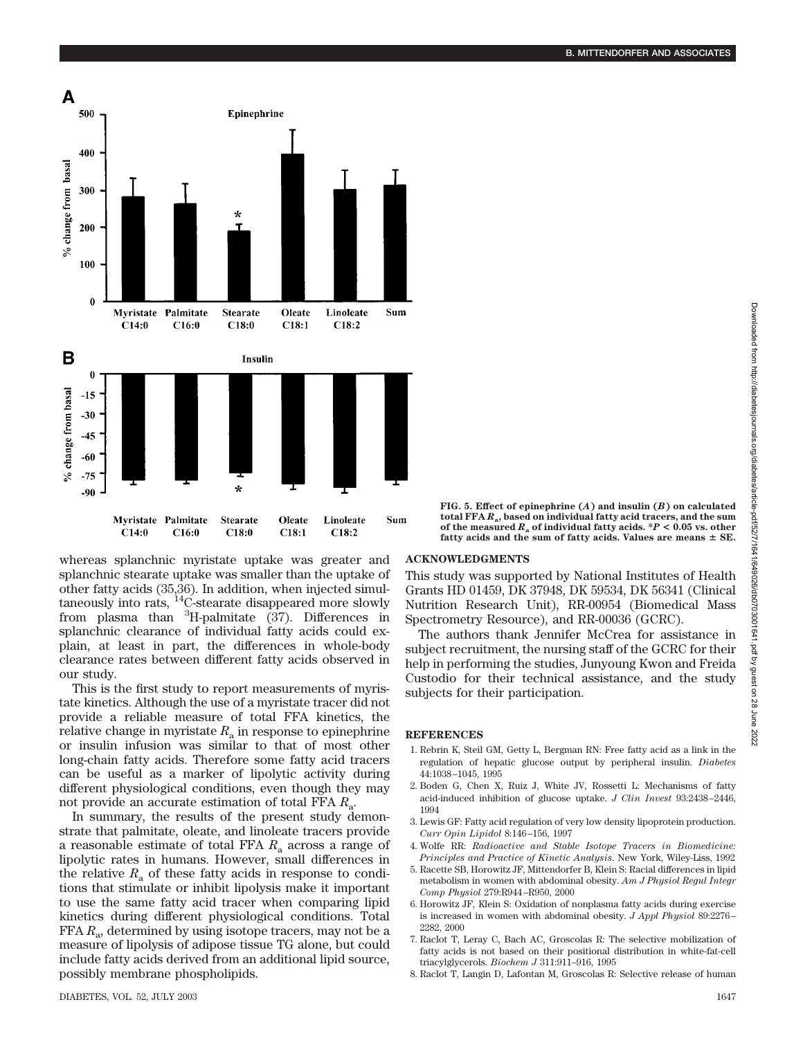FIG. 5. Effect of epinephrine (*A*) and insulin (*B*) on calculated total FFA $R_a$, based on individual fatty acid tracers, and the sum of the measured $R_a$ of individual fatty acids. *$P < 0.05$ vs. other fatty acids and the sum of fatty acids. Values are means ± SE.

whereas splanchnic myristate uptake was greater and splanchnic stearate uptake was smaller than the uptake of other fatty acids (35,36). In addition, when injected simultaneously into rats, $^{14}$C-stearate disappeared more slowly from plasma than $^{3}$H-palmitate (37). Differences in splanchnic clearance of individual fatty acids could explain, at least in part, the differences in whole-body clearance rates between different fatty acids observed in our study.

This is the first study to report measurements of myristate kinetics. Although the use of a myristate tracer did not provide a reliable measure of total FFA kinetics, the relative change in myristate $R_a$ in response to epinephrine or insulin infusion was similar to that of most other long-chain fatty acids. Therefore some fatty acid tracers can be useful as a marker of lipolytic activity during different physiological conditions, even though they may not provide an accurate estimation of total FFA $R_a$.

In summary, the results of the present study demonstrate that palmitate, oleate, and linoleate tracers provide a reasonable estimate of total FFA $R_a$ across a range of lipolytic rates in humans. However, small differences in the relative $R_a$ of these fatty acids in response to conditions that stimulate or inhibit lipolysis make it important to use the same fatty acid tracer when comparing lipid kinetics during different physiological conditions. Total FFA $R_a$, determined by using isotope tracers, may not be a measure of lipolysis of adipose tissue TG alone, but could include fatty acids derived from an additional lipid source, possibly membrane phospholipids.

## ACKNOWLEDGMENTS

This study was supported by National Institutes of Health Grants HD 01459, DK 37948, DK 59534, DK 56341 (Clinical Nutrition Research Unit), RR-00954 (Biomedical Mass Spectrometry Resource), and RR-00036 (GCRC).

The authors thank Jennifer McCrea for assistance in subject recruitment, the nursing staff of the GCRC for their help in performing the studies, Junyoung Kwon and Freida Custodio for their technical assistance, and the study subjects for their participation.

## REFERENCES

1. Rebrin K, Steil GM, Getty L, Bergman RN: Free fatty acid as a link in the regulation of hepatic glucose output by peripheral insulin. *Diabetes* 44:1038–1045, 1995
2. Boden G, Chen X, Ruiz J, White JV, Rossetti L: Mechanisms of fatty acid-induced inhibition of glucose uptake. *J Clin Invest* 93:2438–2446, 1994
3. Lewis GF: Fatty acid regulation of very low density lipoprotein production. *Curr Opin Lipidol* 8:146–156, 1997
4. Wolfe RR: *Radioactive and Stable Isotope Tracers in Biomedicine: Principles and Practice of Kinetic Analysis*. New York, Wiley-Liss, 1992
5. Racette SB, Horowitz JF, Mittendorfer B, Klein S: Racial differences in lipid metabolism in women with abdominal obesity. *Am J Physiol Regul Integr Comp Physiol* 279:R944–R950, 2000
6. Horowitz JF, Klein S: Oxidation of nonplasma fatty acids during exercise is increased in women with abdominal obesity. *J Appl Physiol* 89:2276–2282, 2000
7. Raclot T, Leray C, Bach AC, Groscolas R: The selective mobilization of fatty acids is not based on their positional distribution in white-fat-cell triacylglycerols. *Biochem J* 311:911–916, 1995
8. Raclot T, Langin D, Lafontan M, Groscolas R: Selective release of human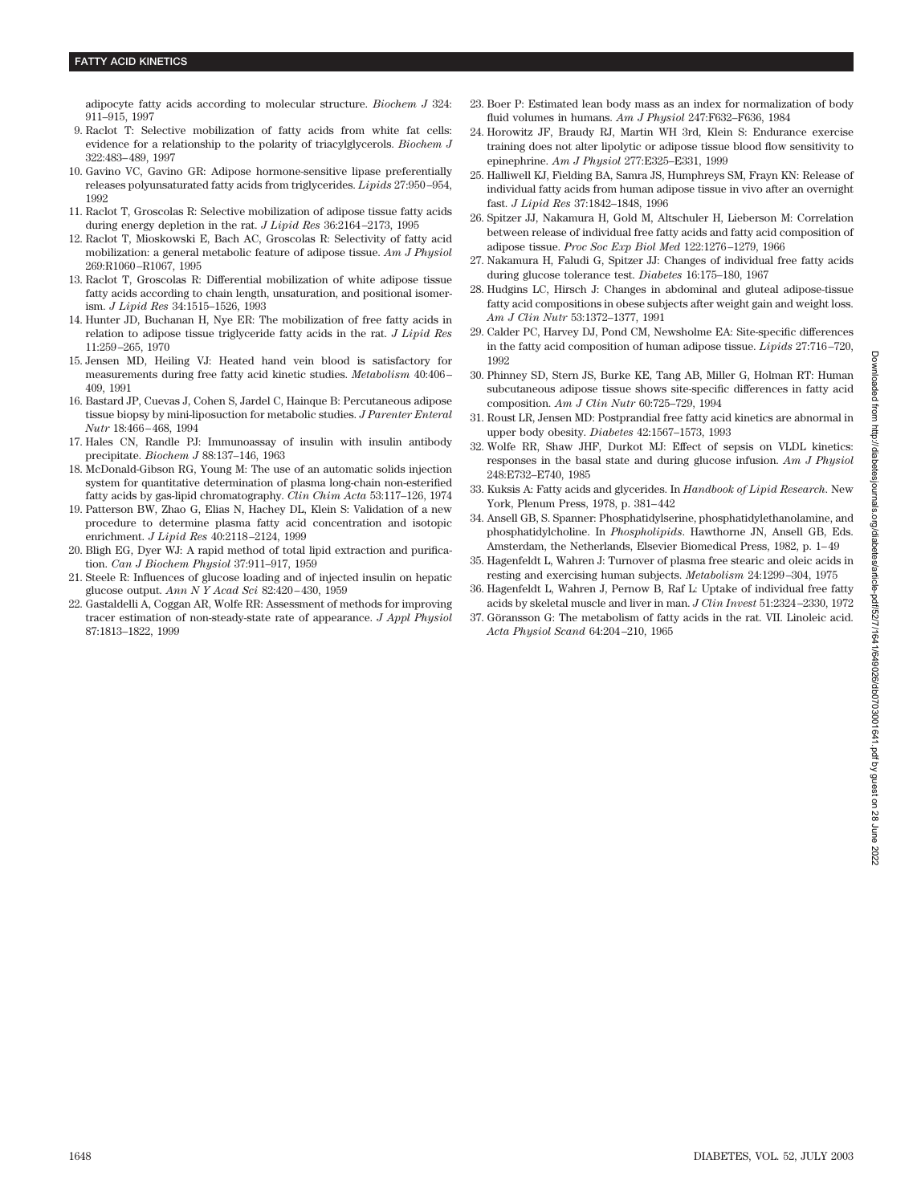adipocyte fatty acids according to molecular structure. *Biochem J* 324: 911–915, 1997

9. Raclot T: Selective mobilization of fatty acids from white fat cells: evidence for a relationship to the polarity of triacylglycerols. *Biochem J* 322:483–489, 1997
10. Gavino VC, Gavino GR: Adipose hormone-sensitive lipase preferentially releases polyunsaturated fatty acids from triglycerides. *Lipids* 27:950–954, 1992
11. Raclot T, Groscolas R: Selective mobilization of adipose tissue fatty acids during energy depletion in the rat. *J Lipid Res* 36:2164–2173, 1995
12. Raclot T, Mioskowski E, Bach AC, Groscolas R: Selectivity of fatty acid mobilization: a general metabolic feature of adipose tissue. *Am J Physiol* 269:R1060–R1067, 1995
13. Raclot T, Groscolas R: Differential mobilization of white adipose tissue fatty acids according to chain length, unsaturation, and positional isomerism. *J Lipid Res* 34:1515–1526, 1993
14. Hunter JD, Buchanan H, Nye ER: The mobilization of free fatty acids in relation to adipose tissue triglyceride fatty acids in the rat. *J Lipid Res* 11:259–265, 1970
15. Jensen MD, Heiling VJ: Heated hand vein blood is satisfactory for measurements during free fatty acid kinetic studies. *Metabolism* 40:406–409, 1991
16. Bastard JP, Cuevas J, Cohen S, Jardel C, Hainque B: Percutaneous adipose tissue biopsy by mini-liposuction for metabolic studies. *J Parenter Enteral Nutr* 18:466–468, 1994
17. Hales CN, Randle PJ: Immunoassay of insulin with insulin antibody precipitate. *Biochem J* 88:137–146, 1963
18. McDonald-Gibson RG, Young M: The use of an automatic solids injection system for quantitative determination of plasma long-chain non-esterified fatty acids by gas-lipid chromatography. *Clin Chim Acta* 53:117–126, 1974
19. Patterson BW, Zhao G, Elias N, Hachey DL, Klein S: Validation of a new procedure to determine plasma fatty acid concentration and isotopic enrichment. *J Lipid Res* 40:2118–2124, 1999
20. Bligh EG, Dyer WJ: A rapid method of total lipid extraction and purification. *Can J Biochem Physiol* 37:911–917, 1959
21. Steele R: Influences of glucose loading and of injected insulin on hepatic glucose output. *Ann N Y Acad Sci* 82:420–430, 1959
22. Gastaldelli A, Coggan AR, Wolfe RR: Assessment of methods for improving tracer estimation of non-steady-state rate of appearance. *J Appl Physiol* 87:1813–1822, 1999
23. Boer P: Estimated lean body mass as an index for normalization of body fluid volumes in humans. *Am J Physiol* 247:F632–F636, 1984
24. Horowitz JF, Braudy RJ, Martin WH 3rd, Klein S: Endurance exercise training does not alter lipolytic or adipose tissue blood flow sensitivity to epinephrine. *Am J Physiol* 277:E325–E331, 1999
25. Halliwell KJ, Fielding BA, Samra JS, Humphreys SM, Frayn KN: Release of individual fatty acids from human adipose tissue in vivo after an overnight fast. *J Lipid Res* 37:1842–1848, 1996
26. Spitzer JJ, Nakamura H, Gold M, Altschuler H, Lieberson M: Correlation between release of individual free fatty acids and fatty acid composition of adipose tissue. *Proc Soc Exp Biol Med* 122:1276–1279, 1966
27. Nakamura H, Faludi G, Spitzer JJ: Changes of individual free fatty acids during glucose tolerance test. *Diabetes* 16:175–180, 1967
28. Hudgins LC, Hirsch J: Changes in abdominal and gluteal adipose-tissue fatty acid compositions in obese subjects after weight gain and weight loss. *Am J Clin Nutr* 53:1372–1377, 1991
29. Calder PC, Harvey DJ, Pond CM, Newsholme EA: Site-specific differences in the fatty acid composition of human adipose tissue. *Lipids* 27:716–720, 1992
30. Phinney SD, Stern JS, Burke KE, Tang AB, Miller G, Holman RT: Human subcutaneous adipose tissue shows site-specific differences in fatty acid composition. *Am J Clin Nutr* 60:725–729, 1994
31. Roust LR, Jensen MD: Postprandial free fatty acid kinetics are abnormal in upper body obesity. *Diabetes* 42:1567–1573, 1993
32. Wolfe RR, Shaw JHF, Durkot MJ: Effect of sepsis on VLDL kinetics: responses in the basal state and during glucose infusion. *Am J Physiol* 248:E732–E740, 1985
33. Kuksis A: Fatty acids and glycerides. In *Handbook of Lipid Research*. New York, Plenum Press, 1978, p. 381–442
34. Ansell GB, S. Spanner: Phosphatidylserine, phosphatidylethanolamine, and phosphatidylcholine. In *Phospholipids*. Hawthorne JN, Ansell GB, Eds. Amsterdam, the Netherlands, Elsevier Biomedical Press, 1982, p. 1–49
35. Hagenfeldt L, Wahren J: Turnover of plasma free stearic and oleic acids in resting and exercising human subjects. *Metabolism* 24:1299–304, 1975
36. Hagenfeldt L, Wahren J, Pernow B, Raf L: Uptake of individual free fatty acids by skeletal muscle and liver in man. *J Clin Invest* 51:2324–2330, 1972
37. Göransson G: The metabolism of fatty acids in the rat. VII. Linoleic acid. *Acta Physiol Scand* 64:204–210, 1965